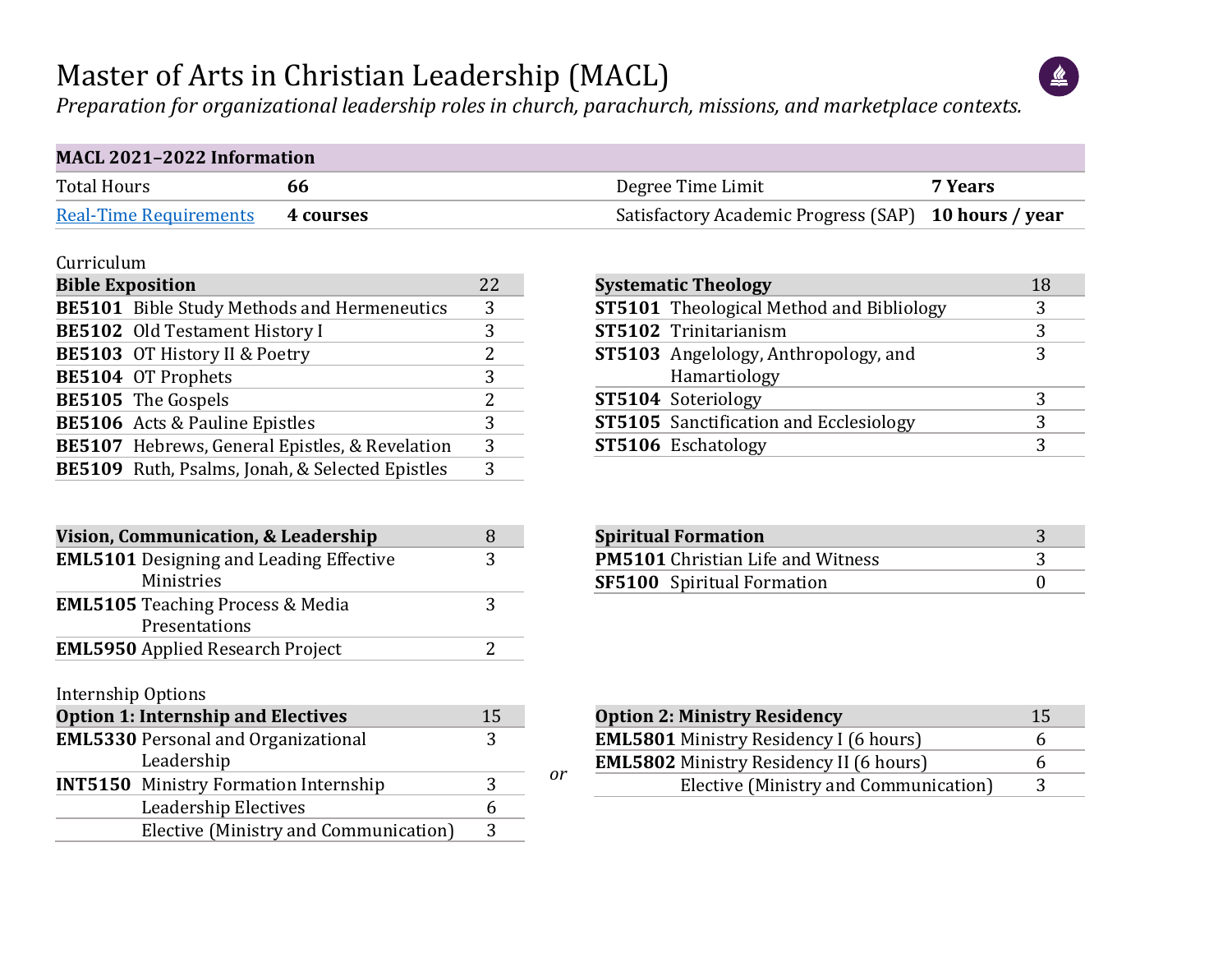# Master of Arts in Christian Leadership (MACL)

*Preparation for organizational leadership roles in church, parachurch, missions, and marketplace contexts.*

| **MACL 2021–2022 Information** | | | |
|---|---|---|---|
| Total Hours | **66** | Degree Time Limit | **7 Years** |
| [Real-Time Requirements]() | **4 courses** | Satisfactory Academic Progress (SAP) | **10 hours / year** |

Curriculum

| **Bible Exposition** | 22 |
|---|---|
| **BE5101** Bible Study Methods and Hermeneutics | 3 |
| **BE5102** Old Testament History I | 3 |
| **BE5103** OT History II & Poetry | 2 |
| **BE5104** OT Prophets | 3 |
| **BE5105** The Gospels | 2 |
| **BE5106** Acts & Pauline Epistles | 3 |
| **BE5107** Hebrews, General Epistles, & Revelation | 3 |
| **BE5109** Ruth, Psalms, Jonah, & Selected Epistles | 3 |

| **Systematic Theology** | 18 |
|---|---|
| **ST5101** Theological Method and Bibliology | 3 |
| **ST5102** Trinitarianism | 3 |
| **ST5103** Angelology, Anthropology, and Hamartiology | 3 |
| **ST5104** Soteriology | 3 |
| **ST5105** Sanctification and Ecclesiology | 3 |
| **ST5106** Eschatology | 3 |

| **Vision, Communication, & Leadership** | 8 |
|---|---|
| **EML5101** Designing and Leading Effective Ministries | 3 |
| **EML5105** Teaching Process & Media Presentations | 3 |
| **EML5950** Applied Research Project | 2 |

| **Spiritual Formation** | 3 |
|---|---|
| **PM5101** Christian Life and Witness | 3 |
| **SF5100** Spiritual Formation | 0 |

Internship Options

| **Option 1: Internship and Electives** | 15 |
|---|---|
| **EML5330** Personal and Organizational Leadership | 3 |
| **INT5150** Ministry Formation Internship | 3 |
| Leadership Electives | 6 |
| Elective (Ministry and Communication) | 3 |

*or*

| **Option 2: Ministry Residency** | 15 |
|---|---|
| **EML5801** Ministry Residency I (6 hours) | 6 |
| **EML5802** Ministry Residency II (6 hours) | 6 |
| Elective (Ministry and Communication) | 3 |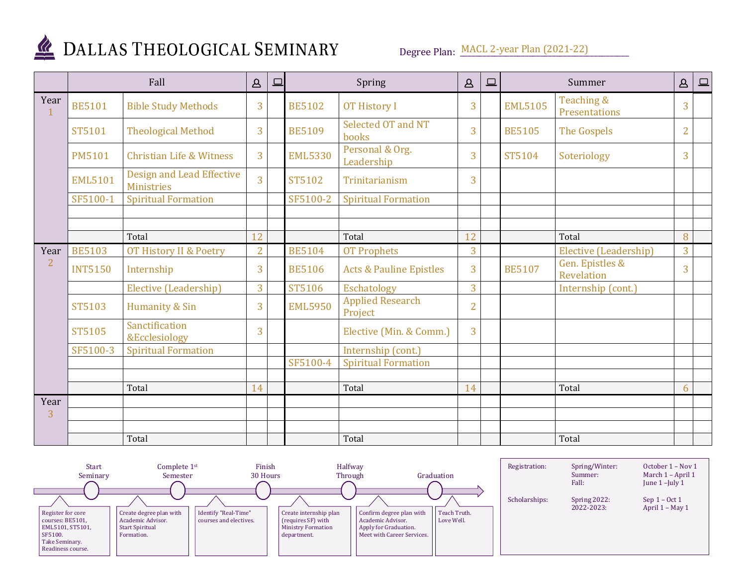# DALLAS THEOLOGICAL SEMINARY

Degree Plan: MACL 2-year Plan (2021-22)

| | Fall | | In-person | Online | Spring | | In-person | Online | Summer | | In-person | Online |
|---|---|---|---|---|---|---|---|---|---|---|---|---|
| **Year 1** | BE5101 | Bible Study Methods | 3 | | BE5102 | OT History I | 3 | | EML5105 | Teaching & Presentations | 3 | |
| | ST5101 | Theological Method | 3 | | BE5109 | Selected OT and NT books | 3 | | BE5105 | The Gospels | 2 | |
| | PM5101 | Christian Life & Witness | 3 | | EML5330 | Personal & Org. Leadership | 3 | | ST5104 | Soteriology | 3 | |
| | EML5101 | Design and Lead Effective Ministries | 3 | | ST5102 | Trinitarianism | 3 | | | | | |
| | SF5100-1 | Spiritual Formation | | | SF5100-2 | Spiritual Formation | | | | | | |
| | | | | | | | | | | | | |
| | | | | | | | | | | | | |
| | | Total | 12 | | | Total | 12 | | | Total | 8 | |
| **Year 2** | BE5103 | OT History II & Poetry | 2 | | BE5104 | OT Prophets | 3 | | | Elective (Leadership) | 3 | |
| | INT5150 | Internship | 3 | | BE5106 | Acts & Pauline Epistles | 3 | | BE5107 | Gen. Epistles & Revelation | 3 | |
| | | Elective (Leadership) | 3 | | ST5106 | Eschatology | 3 | | | Internship (cont.) | | |
| | ST5103 | Humanity & Sin | 3 | | EML5950 | Applied Research Project | 2 | | | | | |
| | ST5105 | Sanctification &Ecclesiology | 3 | | | Elective (Min. & Comm.) | 3 | | | | | |
| | SF5100-3 | Spiritual Formation | | | | Internship (cont.) | | | | | | |
| | | | | | SF5100-4 | Spiritual Formation | | | | | | |
| | | | | | | | | | | | | |
| | | Total | 14 | | | Total | 14 | | | Total | 6 | |
| **Year 3** | | | | | | | | | | | | |
| | | | | | | | | | | | | |
| | | | | | | | | | | | | |
| | | Total | | | | Total | | | | Total | | |

**Start Seminary** – Register for core courses: BE5101, EML5101, ST5101, SF5100. Take Seminary. Readiness course.

**Complete 1st Semester** – Create degree plan with Academic Advisor. Start Spiritual Formation.

Identify "Real-Time" courses and electives.

**Finish 30 Hours** – Create internship plan (requires SF) with Ministry Formation department.

**Halfway Through** – Confirm degree plan with Academic Advisor. Apply for Graduation. Meet with Career Services.

**Graduation** – Teach Truth. Love Well.

| | | |
|---|---|---|
| Registration: | Spring/Winter: | October 1 – Nov 1 |
| | Summer: | March 1 – April 1 |
| | Fall: | June 1 –July 1 |
| Scholarships: | Spring 2022: | Sep 1 – Oct 1 |
| | 2022-2023: | April 1 – May 1 |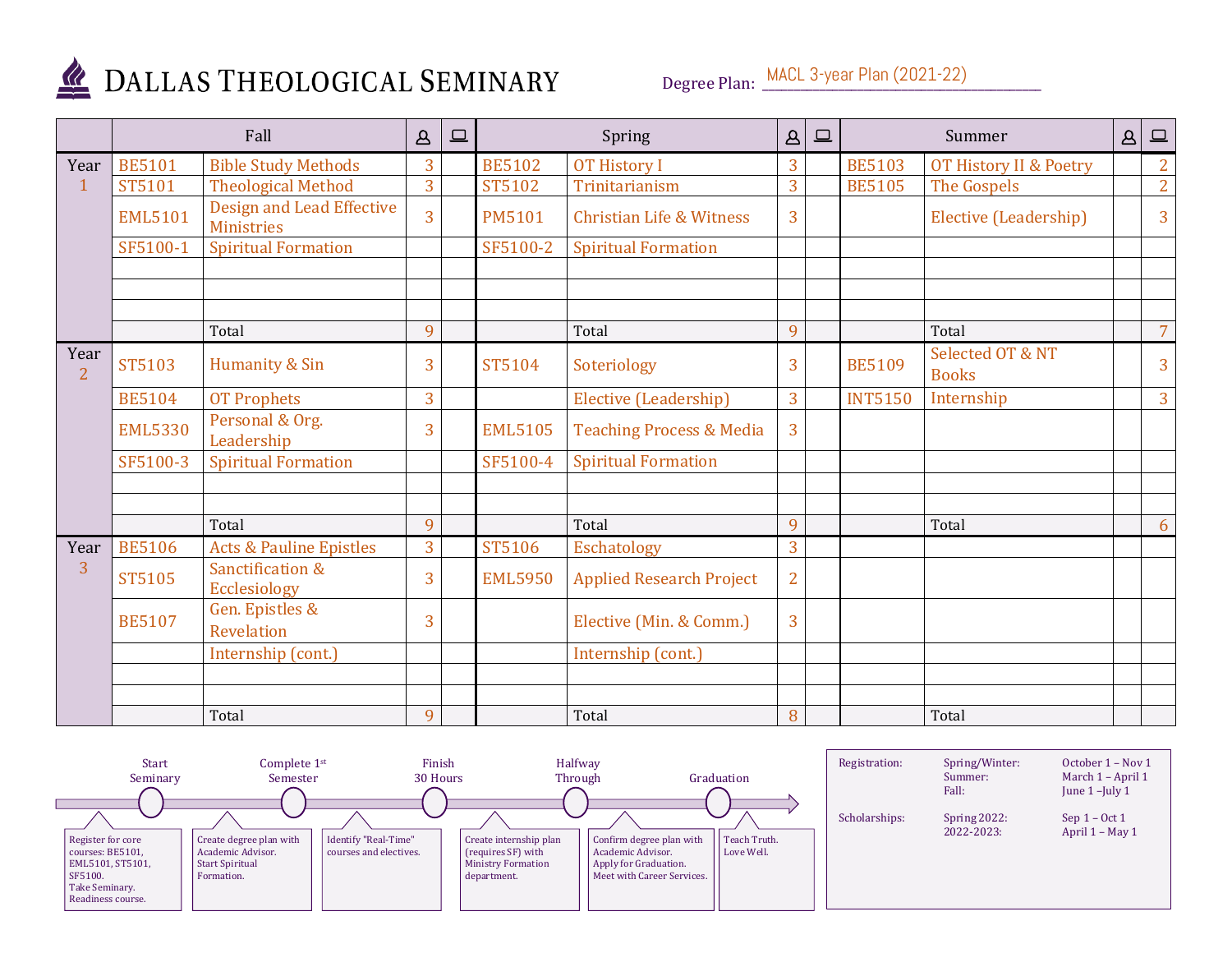# DALLAS THEOLOGICAL SEMINARY

Degree Plan: MACL 3-year Plan (2021-22)

| | Fall | | 👤 | 💻 | Spring | | 👤 | 💻 | Summer | | 👤 | 💻 |
|---|---|---|---|---|---|---|---|---|---|---|---|---|
| Year 1 | BE5101 | Bible Study Methods | 3 | | BE5102 | OT History I | 3 | | BE5103 | OT History II & Poetry | | 2 |
| | ST5101 | Theological Method | 3 | | ST5102 | Trinitarianism | 3 | | BE5105 | The Gospels | | 2 |
| | EML5101 | Design and Lead Effective Ministries | 3 | | PM5101 | Christian Life & Witness | 3 | | | Elective (Leadership) | | 3 |
| | SF5100-1 | Spiritual Formation | | | SF5100-2 | Spiritual Formation | | | | | | |
| | | Total | 9 | | | Total | 9 | | | Total | | 7 |
| Year 2 | ST5103 | Humanity & Sin | 3 | | ST5104 | Soteriology | 3 | | BE5109 | Selected OT & NT Books | | 3 |
| | BE5104 | OT Prophets | 3 | | | Elective (Leadership) | 3 | | INT5150 | Internship | | 3 |
| | EML5330 | Personal & Org. Leadership | 3 | | EML5105 | Teaching Process & Media | 3 | | | | | |
| | SF5100-3 | Spiritual Formation | | | SF5100-4 | Spiritual Formation | | | | | | |
| | | Total | 9 | | | Total | 9 | | | Total | | 6 |
| Year 3 | BE5106 | Acts & Pauline Epistles | 3 | | ST5106 | Eschatology | 3 | | | | | |
| | ST5105 | Sanctification & Ecclesiology | 3 | | EML5950 | Applied Research Project | 2 | | | | | |
| | BE5107 | Gen. Epistles & Revelation | 3 | | | Elective (Min. & Comm.) | 3 | | | | | |
| | | Internship (cont.) | | | | Internship (cont.) | | | | | | |
| | | Total | 9 | | | Total | 8 | | | Total | | |

**Timeline:**

- **Start Seminary** – Register for core courses: BE5101, EML5101, ST5101, SF5100. Take Seminary. Readiness course.
- **Complete 1st Semester** – Create degree plan with Academic Advisor. Start Spiritual Formation.
- **Finish 30 Hours** – Identify "Real-Time" courses and electives.
- **Halfway Through** – Create internship plan (requires SF) with Ministry Formation department.
- **Graduation** – Confirm degree plan with Academic Advisor. Apply for Graduation. Meet with Career Services.
- Teach Truth. Love Well.

| | | |
|---|---|---|
| Registration: | Spring/Winter: | October 1 – Nov 1 |
| | Summer: | March 1 – April 1 |
| | Fall: | June 1 –July 1 |
| Scholarships: | Spring 2022: | Sep 1 – Oct 1 |
| | 2022-2023: | April 1 – May 1 |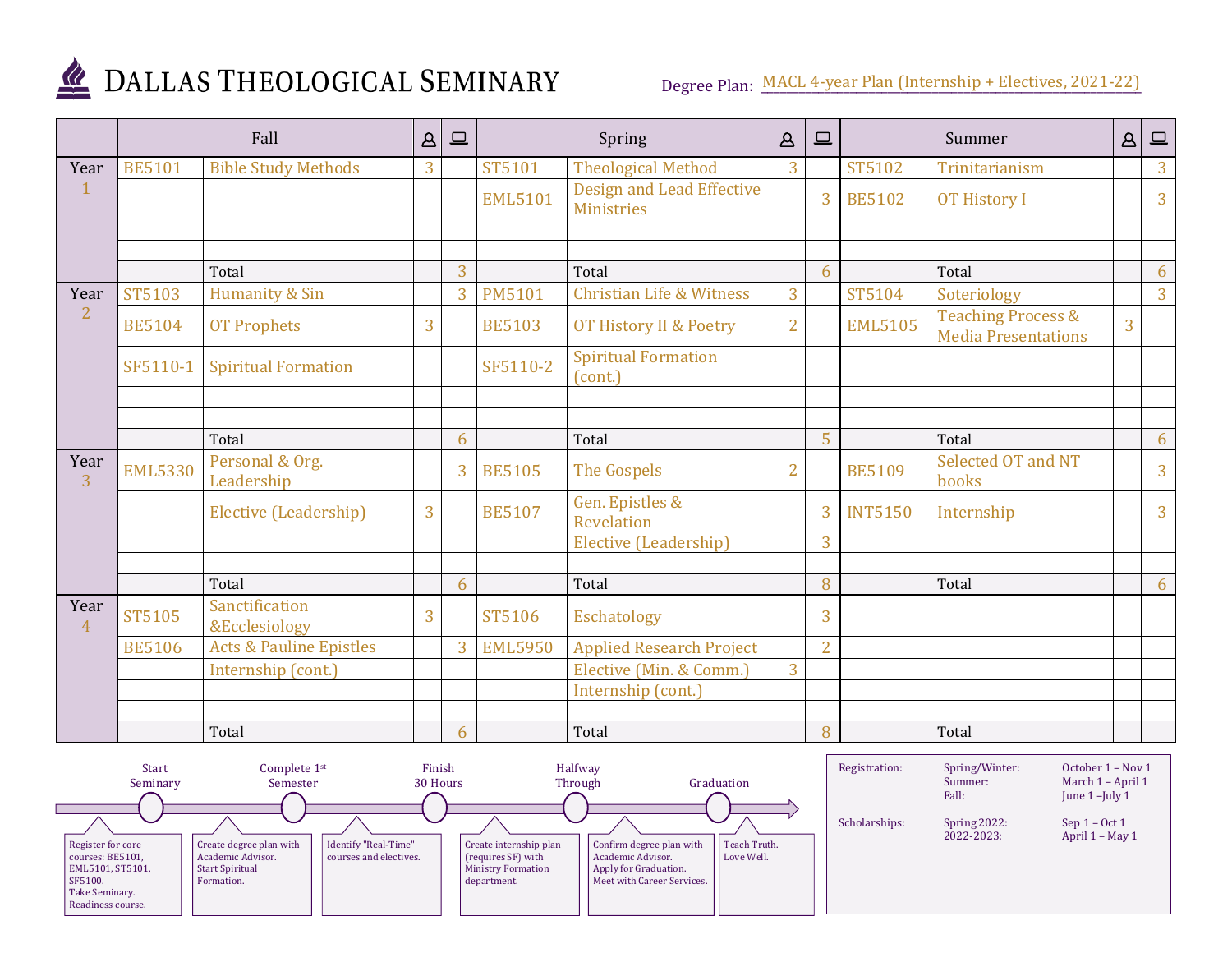# DALLAS THEOLOGICAL SEMINARY

Degree Plan: MACL 4-year Plan (Internship + Electives, 2021-22)

| | Fall | | In-person | Online | Spring | | In-person | Online | Summer | | In-person | Online |
|---|---|---|---|---|---|---|---|---|---|---|---|---|
| Year 1 | BE5101 | Bible Study Methods | 3 | | ST5101 | Theological Method | 3 | | ST5102 | Trinitarianism | | 3 |
| | | | | | EML5101 | Design and Lead Effective Ministries | | 3 | BE5102 | OT History I | | 3 |
| | | | | | | | | | | | | |
| | | | | | | | | | | | | |
| | | Total | | 3 | | Total | | 6 | | Total | | 6 |
| Year 2 | ST5103 | Humanity & Sin | | 3 | PM5101 | Christian Life & Witness | 3 | | ST5104 | Soteriology | | 3 |
| | BE5104 | OT Prophets | 3 | | BE5103 | OT History II & Poetry | 2 | | EML5105 | Teaching Process & Media Presentations | 3 | |
| | SF5110-1 | Spiritual Formation | | | SF5110-2 | Spiritual Formation (cont.) | | | | | | |
| | | | | | | | | | | | | |
| | | | | | | | | | | | | |
| | | Total | | 6 | | Total | | 5 | | Total | | 6 |
| Year 3 | EML5330 | Personal & Org. Leadership | | 3 | BE5105 | The Gospels | 2 | | BE5109 | Selected OT and NT books | | 3 |
| | | Elective (Leadership) | 3 | | BE5107 | Gen. Epistles & Revelation | | 3 | INT5150 | Internship | | 3 |
| | | | | | | Elective (Leadership) | | 3 | | | | |
| | | | | | | | | | | | | |
| | | Total | | 6 | | Total | | 8 | | Total | | 6 |
| Year 4 | ST5105 | Sanctification &Ecclesiology | 3 | | ST5106 | Eschatology | | 3 | | | | |
| | BE5106 | Acts & Pauline Epistles | | 3 | EML5950 | Applied Research Project | | 2 | | | | |
| | | Internship (cont.) | | | | Elective (Min. & Comm.) | 3 | | | | | |
| | | | | | | Internship (cont.) | | | | | | |
| | | | | | | | | | | | | |
| | | Total | | 6 | | Total | | 8 | | Total | | |

**Start Seminary** – Register for core courses: BE5101, EML5101, ST5101, SF5100. Take Seminary. Readiness course.

**Complete 1st Semester** – Create degree plan with Academic Advisor. Start Spiritual Formation.

Identify "Real-Time" courses and electives.

**Finish 30 Hours** – Create internship plan (requires SF) with Ministry Formation department.

**Halfway Through** – Confirm degree plan with Academic Advisor. Apply for Graduation. Meet with Career Services.

**Graduation** – Teach Truth. Love Well.

| | | |
|---|---|---|
| Registration: | Spring/Winter: | October 1 – Nov 1 |
| | Summer: | March 1 – April 1 |
| | Fall: | June 1 –July 1 |
| Scholarships: | Spring 2022: | Sep 1 – Oct 1 |
| | 2022-2023: | April 1 – May 1 |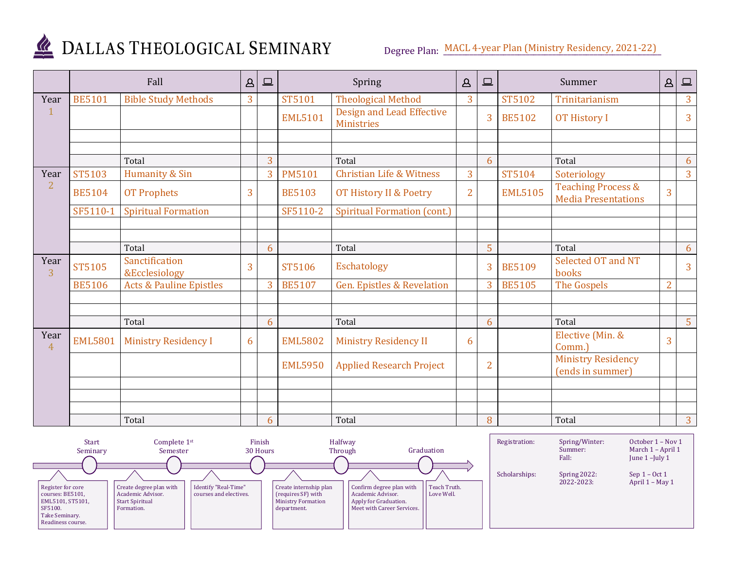# Dallas Theological Seminary

Degree Plan: MACL 4-year Plan (Ministry Residency, 2021-22)

| | Fall | | In-person | Online | Spring | | In-person | Online | Summer | | In-person | Online |
|---|---|---|---|---|---|---|---|---|---|---|---|---|
| Year 1 | BE5101 | Bible Study Methods | 3 | | ST5101 | Theological Method | 3 | | ST5102 | Trinitarianism | | 3 |
| | | | | | EML5101 | Design and Lead Effective Ministries | | 3 | BE5102 | OT History I | | 3 |
| | | | | | | | | | | | | |
| | | | | | | | | | | | | |
| | | Total | | 3 | | Total | | 6 | | Total | | 6 |
| Year 2 | ST5103 | Humanity & Sin | | 3 | PM5101 | Christian Life & Witness | 3 | | ST5104 | Soteriology | | 3 |
| | BE5104 | OT Prophets | 3 | | BE5103 | OT History II & Poetry | 2 | | EML5105 | Teaching Process & Media Presentations | 3 | |
| | SF5110-1 | Spiritual Formation | | | SF5110-2 | Spiritual Formation (cont.) | | | | | | |
| | | | | | | | | | | | | |
| | | | | | | | | | | | | |
| | | Total | | 6 | | Total | | 5 | | Total | | 6 |
| Year 3 | ST5105 | Sanctification &Ecclesiology | 3 | | ST5106 | Eschatology | | 3 | BE5109 | Selected OT and NT books | | 3 |
| | BE5106 | Acts & Pauline Epistles | | 3 | BE5107 | Gen. Epistles & Revelation | | 3 | BE5105 | The Gospels | 2 | |
| | | | | | | | | | | | | |
| | | | | | | | | | | | | |
| | | Total | | 6 | | Total | | 6 | | Total | | 5 |
| Year 4 | EML5801 | Ministry Residency I | 6 | | EML5802 | Ministry Residency II | 6 | | | Elective (Min. & Comm.) | 3 | |
| | | | | | EML5950 | Applied Research Project | | 2 | | Ministry Residency (ends in summer) | | |
| | | | | | | | | | | | | |
| | | | | | | | | | | | | |
| | | | | | | | | | | | | |
| | | Total | | 6 | | Total | | 8 | | Total | | 3 |

**Start Seminary:** Register for core courses: BE5101, EML5101, ST5101, SF5100. Take Seminary. Readiness course.

**Complete 1st Semester:** Create degree plan with Academic Advisor. Start Spiritual Formation.

**Finish 30 Hours:** Identify "Real-Time" courses and electives.

**Halfway Through:** Create internship plan (requires SF) with Ministry Formation department.

**Graduation:** Confirm degree plan with Academic Advisor. Apply for Graduation. Meet with Career Services.

Teach Truth. Love Well.

| | | |
|---|---|---|
| Registration: | Spring/Winter: | October 1 – Nov 1 |
| | Summer: | March 1 – April 1 |
| | Fall: | June 1 –July 1 |
| Scholarships: | Spring 2022: | Sep 1 – Oct 1 |
| | 2022-2023: | April 1 – May 1 |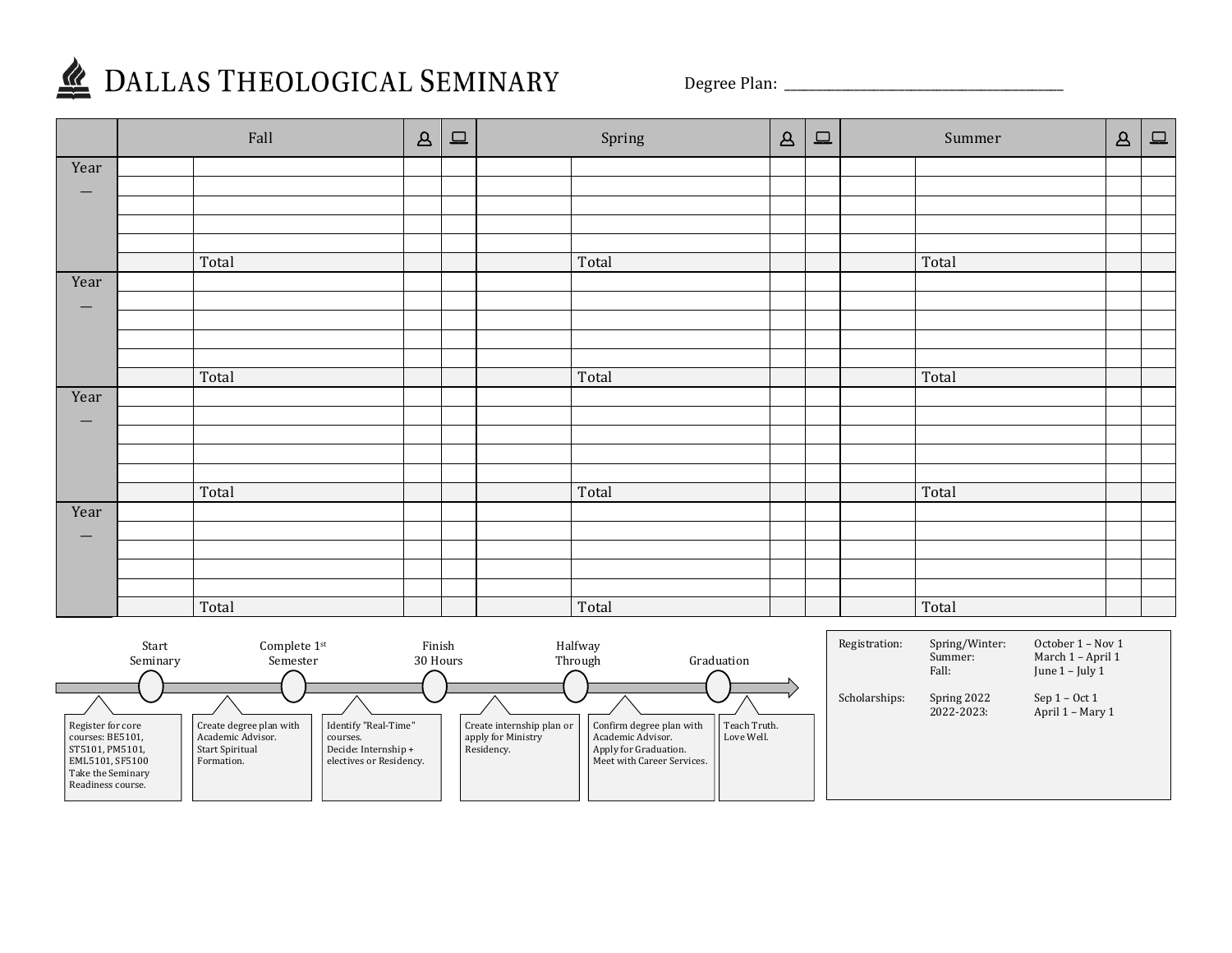# Dallas Theological Seminary

Degree Plan: ______________________________

| | Fall | | (In person) | (Online) | Spring | | (In person) | (Online) | Summer | | (In person) | (Online) |
|---|---|---|---|---|---|---|---|---|---|---|---|---|
| Year __ | | | | | | | | | | | | |
| | | | | | | | | | | | | |
| | | | | | | | | | | | | |
| | | | | | | | | | | | | |
| | | | | | | | | | | | | |
| | | Total | | | | Total | | | | Total | | |
| Year __ | | | | | | | | | | | | |
| | | | | | | | | | | | | |
| | | | | | | | | | | | | |
| | | | | | | | | | | | | |
| | | | | | | | | | | | | |
| | | Total | | | | Total | | | | Total | | |
| Year __ | | | | | | | | | | | | |
| | | | | | | | | | | | | |
| | | | | | | | | | | | | |
| | | | | | | | | | | | | |
| | | | | | | | | | | | | |
| | | Total | | | | Total | | | | Total | | |
| Year __ | | | | | | | | | | | | |
| | | | | | | | | | | | | |
| | | | | | | | | | | | | |
| | | | | | | | | | | | | |
| | | | | | | | | | | | | |
| | | Total | | | | Total | | | | Total | | |

Start Seminary — Complete 1st Semester — Finish 30 Hours — Halfway Through — Graduation

- **Start Seminary:** Register for core courses: BE5101, ST5101, PM5101, EML5101, SF5100. Take the Seminary Readiness course.
- **Complete 1st Semester:** Create degree plan with Academic Advisor. Start Spiritual Formation.
- **Finish 30 Hours:** Identify "Real-Time" courses. Decide: Internship + electives or Residency.
- **Halfway Through:** Create internship plan or apply for Ministry Residency.
- **Before Graduation:** Confirm degree plan with Academic Advisor. Apply for Graduation. Meet with Career Services.
- **Graduation:** Teach Truth. Love Well.

| | | |
|---|---|---|
| Registration: | Spring/Winter: | October 1 – Nov 1 |
| | Summer: | March 1 – April 1 |
| | Fall: | June 1 – July 1 |
| Scholarships: | Spring 2022 | Sep 1 – Oct 1 |
| | 2022-2023: | April 1 – Mary 1 |